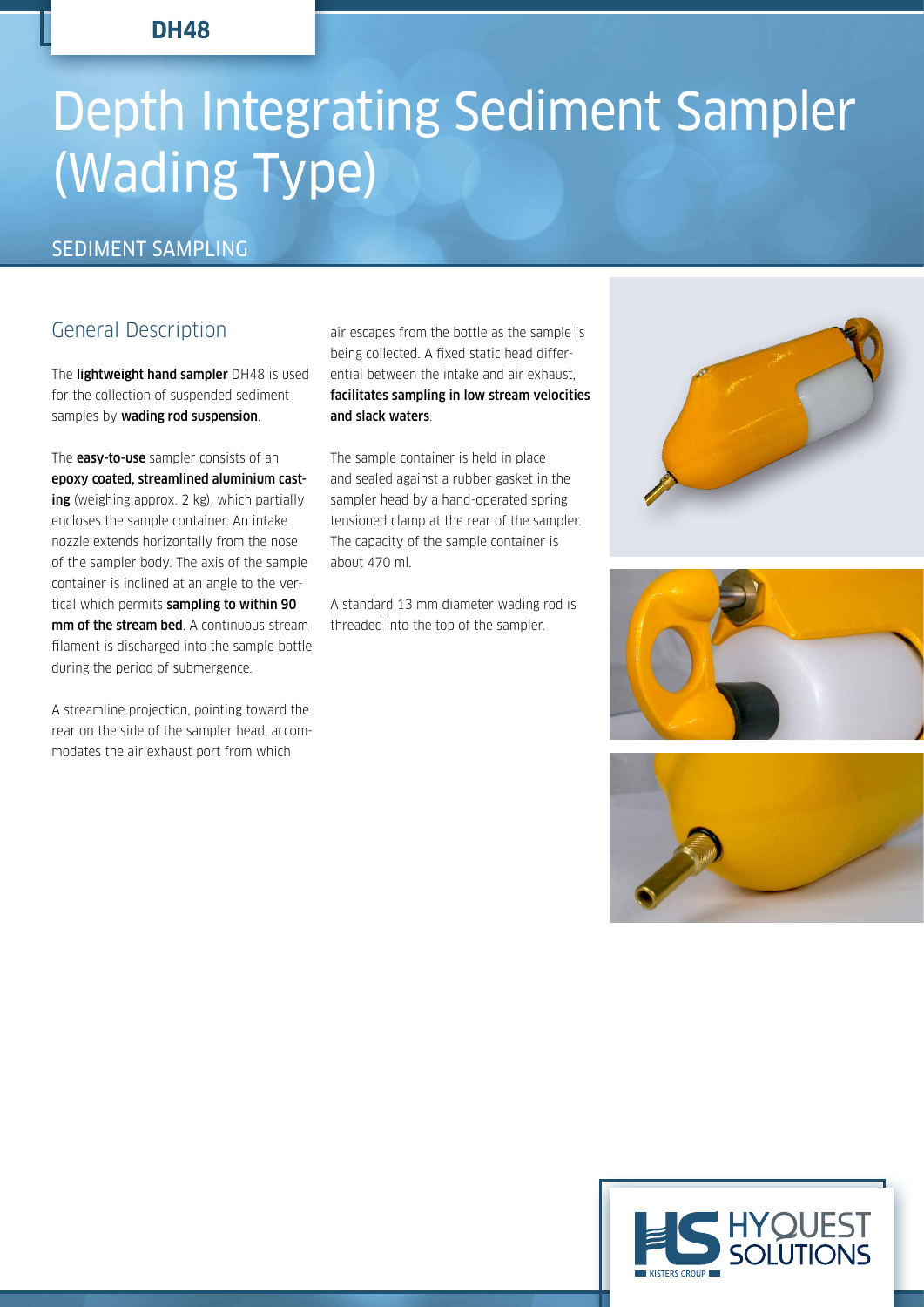**DH48**

# Depth Integrating Sediment Sampler (Wading Type)

SEDIMENT SAMPLING

## General Description

The **lightweight hand sampler** DH48 is used for the collection of suspended sediment samples by **wading rod suspension**.

The **easy-to-use** sampler consists of an **epoxy coated, streamlined aluminium casting** (weighing approx. 2 kg), which partially encloses the sample container. An intake nozzle extends horizontally from the nose of the sampler body. The axis of the sample container is inclined at an angle to the vertical which permits **sampling to within 90 mm of the stream bed**. A continuous stream filament is discharged into the sample bottle during the period of submergence.

A streamline projection, pointing toward the rear on the side of the sampler head, accommodates the air exhaust port from which air escapes from the bottle as the sample is being collected. A fixed static head differential between the intake and air exhaust, **facilitates sampling in low stream velocities and slack waters**.

The sample container is held in place and sealed against a rubber gasket in the sampler head by a hand-operated spring tensioned clamp at the rear of the sampler. The capacity of the sample container is about 470 ml.

A standard 13 mm diameter wading rod is threaded into the top of the sampler.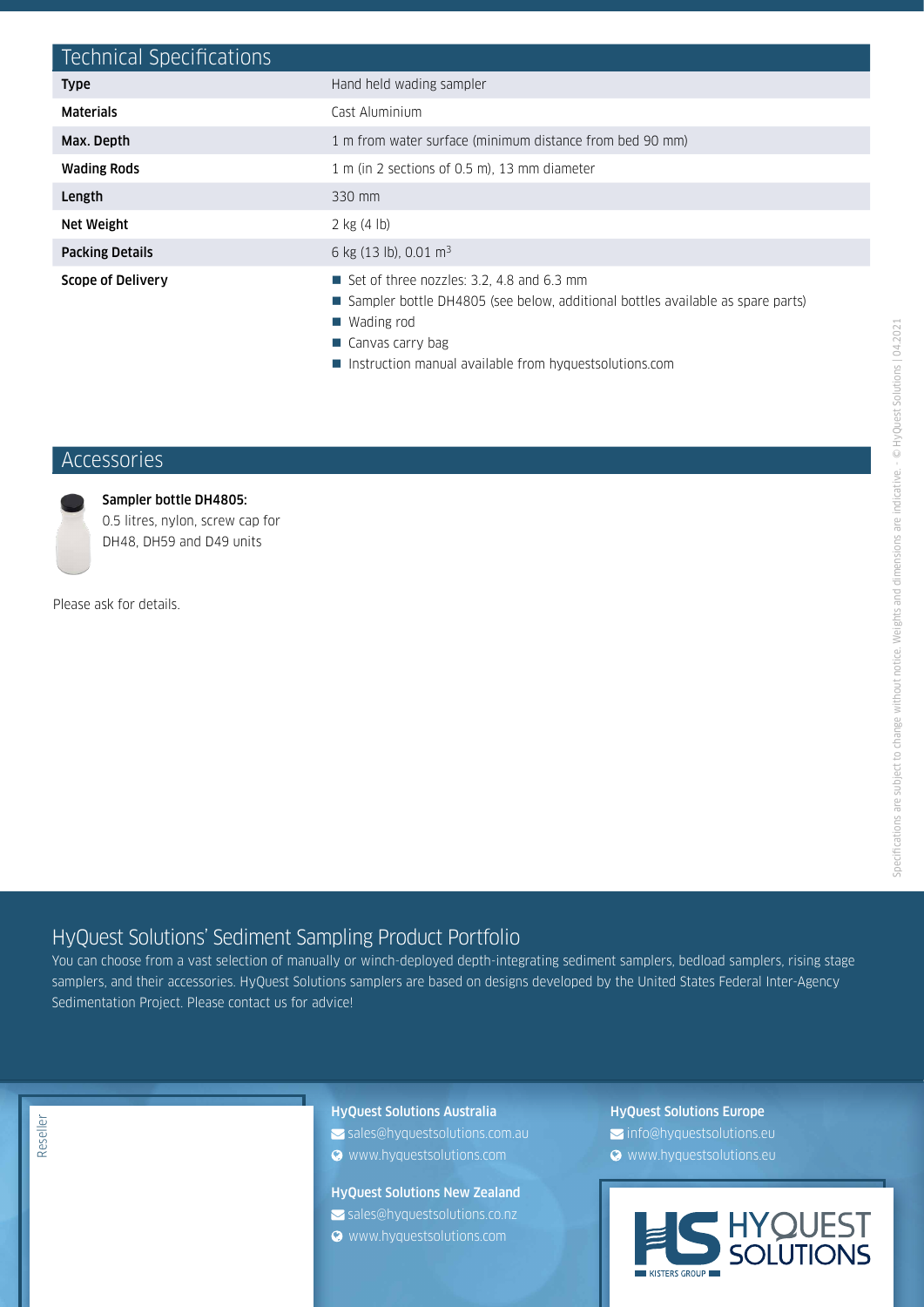## Technical Specifications

| | |
|---|---|
| **Type** | Hand held wading sampler |
| **Materials** | Cast Aluminium |
| **Max. Depth** | 1 m from water surface (minimum distance from bed 90 mm) |
| **Wading Rods** | 1 m (in 2 sections of 0.5 m), 13 mm diameter |
| **Length** | 330 mm |
| **Net Weight** | 2 kg (4 lb) |
| **Packing Details** | 6 kg (13 lb), 0.01 $m^3$ |
| **Scope of Delivery** | ■ Set of three nozzles: 3.2, 4.8 and 6.3 mm<br>■ Sampler bottle DH4805 (see below, additional bottles available as spare parts)<br>■ Wading rod<br>■ Canvas carry bag<br>■ Instruction manual available from hyquestsolutions.com |

## Accessories

**Sampler bottle DH4805:**
0.5 litres, nylon, screw cap for DH48, DH59 and D49 units

Please ask for details.

Specifications are subject to change without notice. Weights and dimensions are indicative. - © HyQuest Solutions | 04.2021

## HyQuest Solutions' Sediment Sampling Product Portfolio

You can choose from a vast selection of manually or winch-deployed depth-integrating sediment samplers, bedload samplers, rising stage samplers, and their accessories. HyQuest Solutions samplers are based on designs developed by the United States Federal Inter-Agency Sedimentation Project. Please contact us for advice!

Reseller

**HyQuest Solutions Australia**
sales@hyquestsolutions.com.au
www.hyquestsolutions.com

**HyQuest Solutions New Zealand**
sales@hyquestsolutions.co.nz
www.hyquestsolutions.com

**HyQuest Solutions Europe**
info@hyquestsolutions.eu
www.hyquestsolutions.eu

HYQUEST SOLUTIONS
KISTERS GROUP